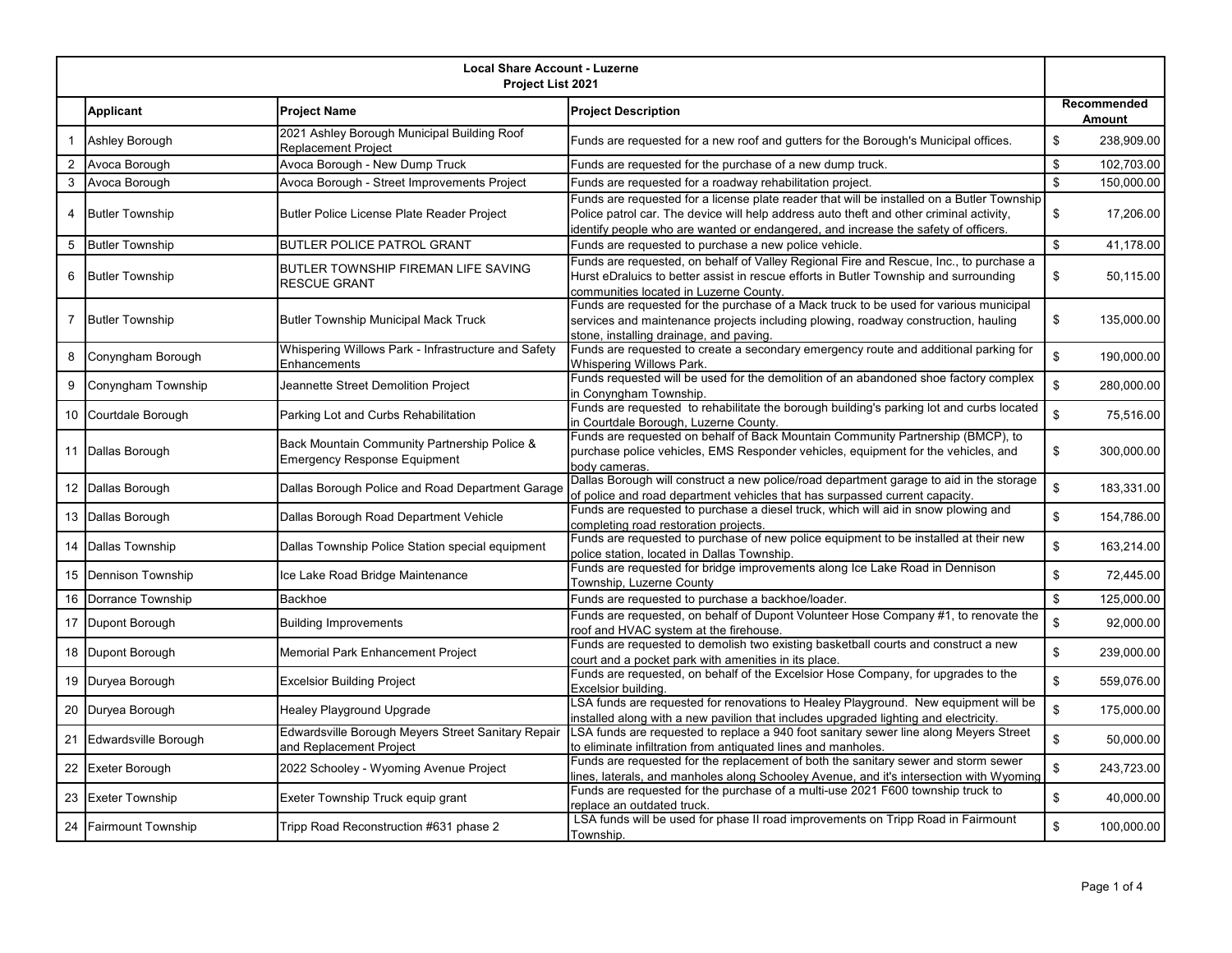| | Local Share Account - Luzerne<br>Project List 2021 | | | |
|---|---|---|---|---|
| | **Applicant** | **Project Name** | **Project Description** | **Recommended Amount** |
| 1 | Ashley Borough | 2021 Ashley Borough Municipal Building Roof Replacement Project | Funds are requested for a new roof and gutters for the Borough's Municipal offices. | $ 238,909.00 |
| 2 | Avoca Borough | Avoca Borough - New Dump Truck | Funds are requested for the purchase of a new dump truck. | $ 102,703.00 |
| 3 | Avoca Borough | Avoca Borough - Street Improvements Project | Funds are requested for a roadway rehabilitation project. | $ 150,000.00 |
| 4 | Butler Township | Butler Police License Plate Reader Project | Funds are requested for a license plate reader that will be installed on a Butler Township Police patrol car. The device will help address auto theft and other criminal activity, identify people who are wanted or endangered, and increase the safety of officers. | $ 17,206.00 |
| 5 | Butler Township | BUTLER POLICE PATROL GRANT | Funds are requested to purchase a new police vehicle. | $ 41,178.00 |
| 6 | Butler Township | BUTLER TOWNSHIP FIREMAN LIFE SAVING RESCUE GRANT | Funds are requested, on behalf of Valley Regional Fire and Rescue, Inc., to purchase a Hurst eDraluics to better assist in rescue efforts in Butler Township and surrounding communities located in Luzerne County. | $ 50,115.00 |
| 7 | Butler Township | Butler Township Municipal Mack Truck | Funds are requested for the purchase of a Mack truck to be used for various municipal services and maintenance projects including plowing, roadway construction, hauling stone, installing drainage, and paving. | $ 135,000.00 |
| 8 | Conyngham Borough | Whispering Willows Park - Infrastructure and Safety Enhancements | Funds are requested to create a secondary emergency route and additional parking for Whispering Willows Park. | $ 190,000.00 |
| 9 | Conyngham Township | Jeannette Street Demolition Project | Funds requested will be used for the demolition of an abandoned shoe factory complex in Conyngham Township. | $ 280,000.00 |
| 10 | Courtdale Borough | Parking Lot and Curbs Rehabilitation | Funds are requested to rehabilitate the borough building's parking lot and curbs located in Courtdale Borough, Luzerne County. | $ 75,516.00 |
| 11 | Dallas Borough | Back Mountain Community Partnership Police & Emergency Response Equipment | Funds are requested on behalf of Back Mountain Community Partnership (BMCP), to purchase police vehicles, EMS Responder vehicles, equipment for the vehicles, and body cameras. | $ 300,000.00 |
| 12 | Dallas Borough | Dallas Borough Police and Road Department Garage | Dallas Borough will construct a new police/road department garage to aid in the storage of police and road department vehicles that has surpassed current capacity. | $ 183,331.00 |
| 13 | Dallas Borough | Dallas Borough Road Department Vehicle | Funds are requested to purchase a diesel truck, which will aid in snow plowing and completing road restoration projects. | $ 154,786.00 |
| 14 | Dallas Township | Dallas Township Police Station special equipment | Funds are requested to purchase of new police equipment to be installed at their new police station, located in Dallas Township. | $ 163,214.00 |
| 15 | Dennison Township | Ice Lake Road Bridge Maintenance | Funds are requested for bridge improvements along Ice Lake Road in Dennison Township, Luzerne County | $ 72,445.00 |
| 16 | Dorrance Township | Backhoe | Funds are requested to purchase a backhoe/loader. | $ 125,000.00 |
| 17 | Dupont Borough | Building Improvements | Funds are requested, on behalf of Dupont Volunteer Hose Company #1, to renovate the roof and HVAC system at the firehouse. | $ 92,000.00 |
| 18 | Dupont Borough | Memorial Park Enhancement Project | Funds are requested to demolish two existing basketball courts and construct a new court and a pocket park with amenities in its place. | $ 239,000.00 |
| 19 | Duryea Borough | Excelsior Building Project | Funds are requested, on behalf of the Excelsior Hose Company, for upgrades to the Excelsior building. | $ 559,076.00 |
| 20 | Duryea Borough | Healey Playground Upgrade | LSA funds are requested for renovations to Healey Playground. New equipment will be installed along with a new pavilion that includes upgraded lighting and electricity. | $ 175,000.00 |
| 21 | Edwardsville Borough | Edwardsville Borough Meyers Street Sanitary Repair and Replacement Project | LSA funds are requested to replace a 940 foot sanitary sewer line along Meyers Street to eliminate infiltration from antiquated lines and manholes. | $ 50,000.00 |
| 22 | Exeter Borough | 2022 Schooley - Wyoming Avenue Project | Funds are requested for the replacement of both the sanitary sewer and storm sewer lines, laterals, and manholes along Schooley Avenue, and it's intersection with Wyoming | $ 243,723.00 |
| 23 | Exeter Township | Exeter Township Truck equip grant | Funds are requested for the purchase of a multi-use 2021 F600 township truck to replace an outdated truck. | $ 40,000.00 |
| 24 | Fairmount Township | Tripp Road Reconstruction #631 phase 2 | LSA funds will be used for phase II road improvements on Tripp Road in Fairmount Township. | $ 100,000.00 |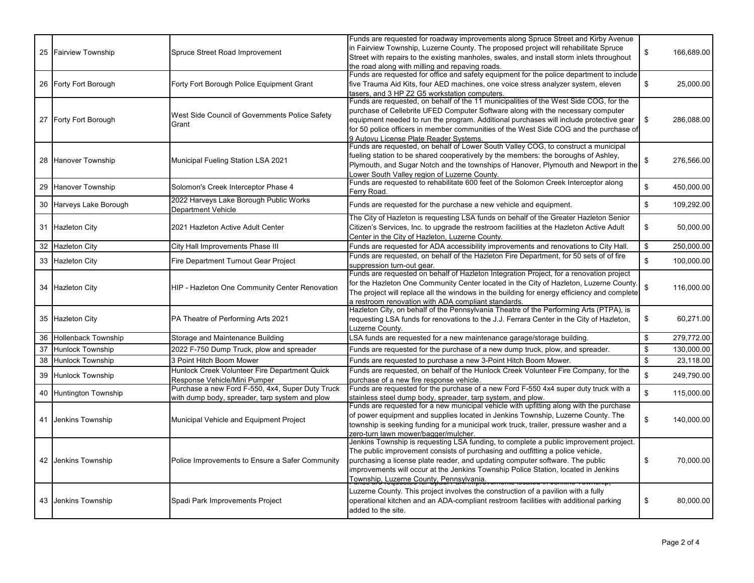| | | | | |
|---|---|---|---|---|
| 25 | Fairview Township | Spruce Street Road Improvement | Funds are requested for roadway improvements along Spruce Street and Kirby Avenue in Fairview Township, Luzerne County. The proposed project will rehabilitate Spruce Street with repairs to the existing manholes, swales, and install storm inlets throughout the road along with milling and repaving roads. | $ 166,689.00 |
| 26 | Forty Fort Borough | Forty Fort Borough Police Equipment Grant | Funds are requested for office and safety equipment for the police department to include five Trauma Aid Kits, four AED machines, one voice stress analyzer system, eleven tasers, and 3 HP Z2 G5 workstation computers. | $ 25,000.00 |
| 27 | Forty Fort Borough | West Side Council of Governments Police Safety Grant | Funds are requested, on behalf of the 11 municipalities of the West Side COG, for the purchase of Cellebrite UFED Computer Software along with the necessary computer equipment needed to run the program. Additional purchases will include protective gear for 50 police officers in member communities of the West Side COG and the purchase of 9 Autovu License Plate Reader Systems. | $ 286,088.00 |
| 28 | Hanover Township | Municipal Fueling Station LSA 2021 | Funds are requested, on behalf of Lower South Valley COG, to construct a municipal fueling station to be shared cooperatively by the members: the boroughs of Ashley, Plymouth, and Sugar Notch and the townships of Hanover, Plymouth and Newport in the Lower South Valley region of Luzerne County. | $ 276,566.00 |
| 29 | Hanover Township | Solomon's Creek Interceptor Phase 4 | Funds are requested to rehabilitate 600 feet of the Solomon Creek Interceptor along Ferry Road. | $ 450,000.00 |
| 30 | Harveys Lake Borough | 2022 Harveys Lake Borough Public Works Department Vehicle | Funds are requested for the purchase a new vehicle and equipment. | $ 109,292.00 |
| 31 | Hazleton City | 2021 Hazleton Active Adult Center | The City of Hazleton is requesting LSA funds on behalf of the Greater Hazleton Senior Citizen's Services, Inc. to upgrade the restroom facilities at the Hazleton Active Adult Center in the City of Hazleton, Luzerne County. | $ 50,000.00 |
| 32 | Hazleton City | City Hall Improvements Phase III | Funds are requested for ADA accessibility improvements and renovations to City Hall. | $ 250,000.00 |
| 33 | Hazleton City | Fire Department Turnout Gear Project | Funds are requested, on behalf of the Hazleton Fire Department, for 50 sets of of fire suppression turn-out gear. | $ 100,000.00 |
| 34 | Hazleton City | HIP - Hazleton One Community Center Renovation | Funds are requested on behalf of Hazleton Integration Project, for a renovation project for the Hazleton One Community Center located in the City of Hazleton, Luzerne County. The project will replace all the windows in the building for energy efficiency and complete a restroom renovation with ADA compliant standards. | $ 116,000.00 |
| 35 | Hazleton City | PA Theatre of Performing Arts 2021 | Hazleton City, on behalf of the Pennsylvania Theatre of the Performing Arts (PTPA), is requesting LSA funds for renovations to the J.J. Ferrara Center in the City of Hazleton, Luzerne County. | $ 60,271.00 |
| 36 | Hollenback Township | Storage and Maintenance Building | LSA funds are requested for a new maintenance garage/storage building. | $ 279,772.00 |
| 37 | Hunlock Township | 2022 F-750 Dump Truck, plow and spreader | Funds are requested for the purchase of a new dump truck, plow, and spreader. | $ 130,000.00 |
| 38 | Hunlock Township | 3 Point Hitch Boom Mower | Funds are requested to purchase a new 3-Point Hitch Boom Mower. | $ 23,118.00 |
| 39 | Hunlock Township | Hunlock Creek Volunteer Fire Department Quick Response Vehicle/Mini Pumper | Funds are requested, on behalf of the Hunlock Creek Volunteer Fire Company, for the purchase of a new fire response vehicle. | $ 249,790.00 |
| 40 | Huntington Township | Purchase a new Ford F-550, 4x4, Super Duty Truck with dump body, spreader, tarp system and plow | Funds are requested for the purchase of a new Ford F-550 4x4 super duty truck with a stainless steel dump body, spreader, tarp system, and plow. | $ 115,000.00 |
| 41 | Jenkins Township | Municipal Vehicle and Equipment Project | Funds are requested for a new municipal vehicle with upfitting along with the purchase of power equipment and supplies located in Jenkins Township, Luzerne County. The township is seeking funding for a municipal work truck, trailer, pressure washer and a zero-turn lawn mower/bagger/mulcher. | $ 140,000.00 |
| 42 | Jenkins Township | Police Improvements to Ensure a Safer Community | Jenkins Township is requesting LSA funding, to complete a public improvement project. The public improvement consists of purchasing and outfitting a police vehicle, purchasing a license plate reader, and updating computer software. The public improvements will occur at the Jenkins Township Police Station, located in Jenkins Township, Luzerne County, Pennsylvania. | $ 70,000.00 |
| 43 | Jenkins Township | Spadi Park Improvements Project | Funds are requested for Spadi Park improvements located in Jenkins Township, Luzerne County. This project involves the construction of a pavilion with a fully operational kitchen and an ADA-compliant restroom facilities with additional parking added to the site. | $ 80,000.00 |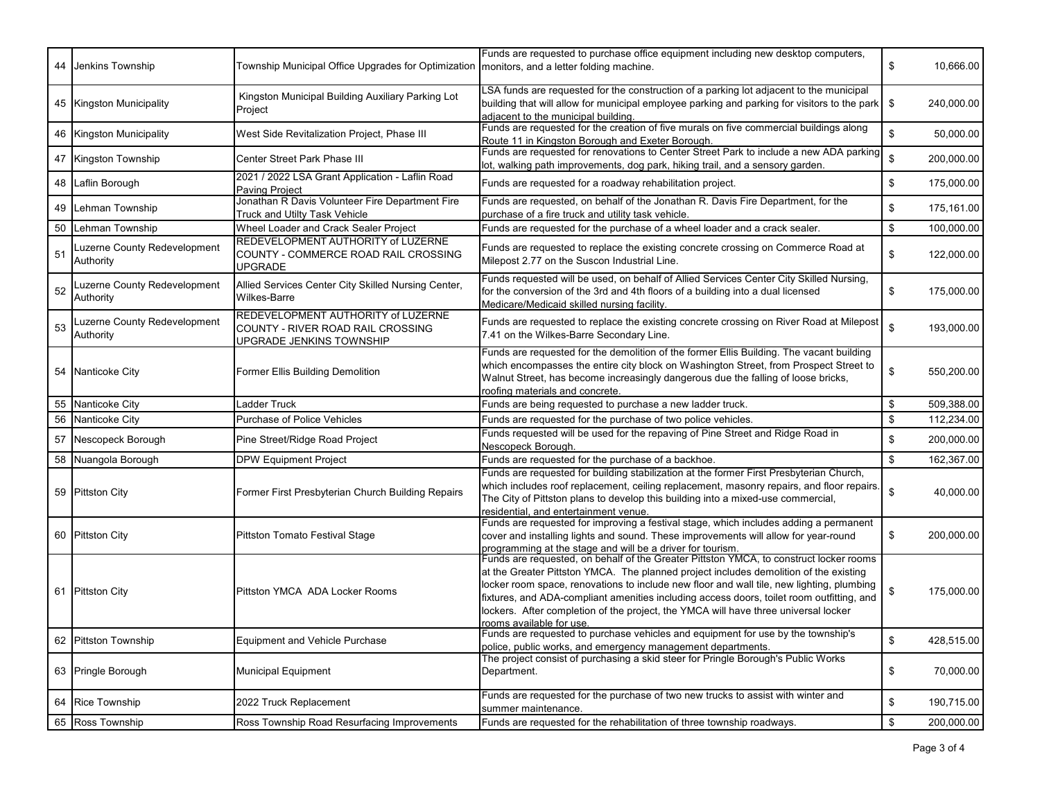| 44 | Jenkins Township | Township Municipal Office Upgrades for Optimization | Funds are requested to purchase office equipment including new desktop computers, monitors, and a letter folding machine. | $ 10,666.00 |
|---|---|---|---|---|
| 45 | Kingston Municipality | Kingston Municipal Building Auxiliary Parking Lot Project | LSA funds are requested for the construction of a parking lot adjacent to the municipal building that will allow for municipal employee parking and parking for visitors to the park adjacent to the municipal building. | $ 240,000.00 |
| 46 | Kingston Municipality | West Side Revitalization Project, Phase III | Funds are requested for the creation of five murals on five commercial buildings along Route 11 in Kingston Borough and Exeter Borough. | $ 50,000.00 |
| 47 | Kingston Township | Center Street Park Phase III | Funds are requested for renovations to Center Street Park to include a new ADA parking lot, walking path improvements, dog park, hiking trail, and a sensory garden. | $ 200,000.00 |
| 48 | Laflin Borough | 2021 / 2022 LSA Grant Application - Laflin Road Paving Project | Funds are requested for a roadway rehabilitation project. | $ 175,000.00 |
| 49 | Lehman Township | Jonathan R Davis Volunteer Fire Department Fire Truck and Utilty Task Vehicle | Funds are requested, on behalf of the Jonathan R. Davis Fire Department, for the purchase of a fire truck and utility task vehicle. | $ 175,161.00 |
| 50 | Lehman Township | Wheel Loader and Crack Sealer Project | Funds are requested for the purchase of a wheel loader and a crack sealer. | $ 100,000.00 |
| 51 | Luzerne County Redevelopment Authority | REDEVELOPMENT AUTHORITY of LUZERNE COUNTY - COMMERCE ROAD RAIL CROSSING UPGRADE | Funds are requested to replace the existing concrete crossing on Commerce Road at Milepost 2.77 on the Suscon Industrial Line. | $ 122,000.00 |
| 52 | Luzerne County Redevelopment Authority | Allied Services Center City Skilled Nursing Center, Wilkes-Barre | Funds requested will be used, on behalf of Allied Services Center City Skilled Nursing, for the conversion of the 3rd and 4th floors of a building into a dual licensed Medicare/Medicaid skilled nursing facility. | $ 175,000.00 |
| 53 | Luzerne County Redevelopment Authority | REDEVELOPMENT AUTHORITY of LUZERNE COUNTY - RIVER ROAD RAIL CROSSING UPGRADE JENKINS TOWNSHIP | Funds are requested to replace the existing concrete crossing on River Road at Milepost 7.41 on the Wilkes-Barre Secondary Line. | $ 193,000.00 |
| 54 | Nanticoke City | Former Ellis Building Demolition | Funds are requested for the demolition of the former Ellis Building. The vacant building which encompasses the entire city block on Washington Street, from Prospect Street to Walnut Street, has become increasingly dangerous due the falling of loose bricks, roofing materials and concrete. | $ 550,200.00 |
| 55 | Nanticoke City | Ladder Truck | Funds are being requested to purchase a new ladder truck. | $ 509,388.00 |
| 56 | Nanticoke City | Purchase of Police Vehicles | Funds are requested for the purchase of two police vehicles. | $ 112,234.00 |
| 57 | Nescopeck Borough | Pine Street/Ridge Road Project | Funds requested will be used for the repaving of Pine Street and Ridge Road in Nescopeck Borough. | $ 200,000.00 |
| 58 | Nuangola Borough | DPW Equipment Project | Funds are requested for the purchase of a backhoe. | $ 162,367.00 |
| 59 | Pittston City | Former First Presbyterian Church Building Repairs | Funds are requested for building stabilization at the former First Presbyterian Church, which includes roof replacement, ceiling replacement, masonry repairs, and floor repairs. The City of Pittston plans to develop this building into a mixed-use commercial, residential, and entertainment venue. | $ 40,000.00 |
| 60 | Pittston City | Pittston Tomato Festival Stage | Funds are requested for improving a festival stage, which includes adding a permanent cover and installing lights and sound. These improvements will allow for year-round programming at the stage and will be a driver for tourism. | $ 200,000.00 |
| 61 | Pittston City | Pittston YMCA ADA Locker Rooms | Funds are requested, on behalf of the Greater Pittston YMCA, to construct locker rooms at the Greater Pittston YMCA. The planned project includes demolition of the existing locker room space, renovations to include new floor and wall tile, new lighting, plumbing fixtures, and ADA-compliant amenities including access doors, toilet room outfitting, and lockers. After completion of the project, the YMCA will have three universal locker rooms available for use. | $ 175,000.00 |
| 62 | Pittston Township | Equipment and Vehicle Purchase | Funds are requested to purchase vehicles and equipment for use by the township's police, public works, and emergency management departments. | $ 428,515.00 |
| 63 | Pringle Borough | Municipal Equipment | The project consist of purchasing a skid steer for Pringle Borough's Public Works Department. | $ 70,000.00 |
| 64 | Rice Township | 2022 Truck Replacement | Funds are requested for the purchase of two new trucks to assist with winter and summer maintenance. | $ 190,715.00 |
| 65 | Ross Township | Ross Township Road Resurfacing Improvements | Funds are requested for the rehabilitation of three township roadways. | $ 200,000.00 |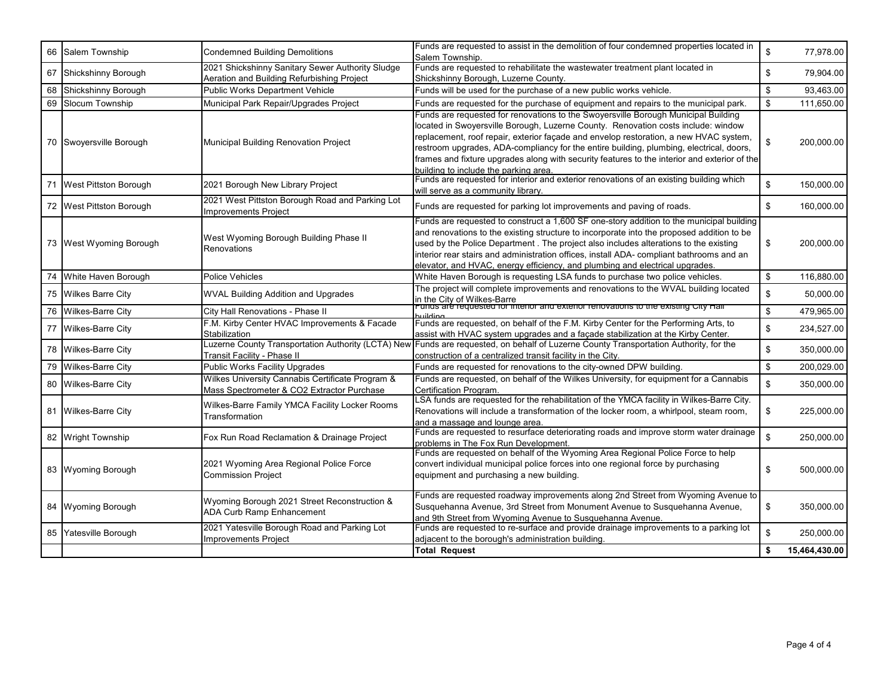| | | | | |
|---|---|---|---|---|
| 66 | Salem Township | Condemned Building Demolitions | Funds are requested to assist in the demolition of four condemned properties located in Salem Township. | $ 77,978.00 |
| 67 | Shickshinny Borough | 2021 Shickshinny Sanitary Sewer Authority Sludge Aeration and Building Refurbishing Project | Funds are requested to rehabilitate the wastewater treatment plant located in Shickshinny Borough, Luzerne County. | $ 79,904.00 |
| 68 | Shickshinny Borough | Public Works Department Vehicle | Funds will be used for the purchase of a new public works vehicle. | $ 93,463.00 |
| 69 | Slocum Township | Municipal Park Repair/Upgrades Project | Funds are requested for the purchase of equipment and repairs to the municipal park. | $ 111,650.00 |
| 70 | Swoyersville Borough | Municipal Building Renovation Project | Funds are requested for renovations to the Swoyersville Borough Municipal Building located in Swoyersville Borough, Luzerne County. Renovation costs include: window replacement, roof repair, exterior façade and envelop restoration, a new HVAC system, restroom upgrades, ADA-compliancy for the entire building, plumbing, electrical, doors, frames and fixture upgrades along with security features to the interior and exterior of the building to include the parking area. | $ 200,000.00 |
| 71 | West Pittston Borough | 2021 Borough New Library Project | Funds are requested for interior and exterior renovations of an existing building which will serve as a community library. | $ 150,000.00 |
| 72 | West Pittston Borough | 2021 West Pittston Borough Road and Parking Lot Improvements Project | Funds are requested for parking lot improvements and paving of roads. | $ 160,000.00 |
| 73 | West Wyoming Borough | West Wyoming Borough Building Phase II Renovations | Funds are requested to construct a 1,600 SF one-story addition to the municipal building and renovations to the existing structure to incorporate into the proposed addition to be used by the Police Department . The project also includes alterations to the existing interior rear stairs and administration offices, install ADA- compliant bathrooms and an elevator, and HVAC, energy efficiency, and plumbing and electrical upgrades. | $ 200,000.00 |
| 74 | White Haven Borough | Police Vehicles | White Haven Borough is requesting LSA funds to purchase two police vehicles. | $ 116,880.00 |
| 75 | Wilkes Barre City | WVAL Building Addition and Upgrades | The project will complete improvements and renovations to the WVAL building located in the City of Wilkes-Barre | $ 50,000.00 |
| 76 | Wilkes-Barre City | City Hall Renovations - Phase II | Funds are requested for interior and exterior renovations to the existing City Hall building | $ 479,965.00 |
| 77 | Wilkes-Barre City | F.M. Kirby Center HVAC Improvements & Facade Stabilization | Funds are requested, on behalf of the F.M. Kirby Center for the Performing Arts, to assist with HVAC system upgrades and a façade stabilization at the Kirby Center. | $ 234,527.00 |
| 78 | Wilkes-Barre City | Luzerne County Transportation Authority (LCTA) New Transit Facility - Phase II | Funds are requested, on behalf of Luzerne County Transportation Authority, for the construction of a centralized transit facility in the City. | $ 350,000.00 |
| 79 | Wilkes-Barre City | Public Works Facility Upgrades | Funds are requested for renovations to the city-owned DPW building. | $ 200,029.00 |
| 80 | Wilkes-Barre City | Wilkes University Cannabis Certificate Program & Mass Spectrometer & CO2 Extractor Purchase | Funds are requested, on behalf of the Wilkes University, for equipment for a Cannabis Certification Program. | $ 350,000.00 |
| 81 | Wilkes-Barre City | Wilkes-Barre Family YMCA Facility Locker Rooms Transformation | LSA funds are requested for the rehabilitation of the YMCA facility in Wilkes-Barre City. Renovations will include a transformation of the locker room, a whirlpool, steam room, and a massage and lounge area. | $ 225,000.00 |
| 82 | Wright Township | Fox Run Road Reclamation & Drainage Project | Funds are requested to resurface deteriorating roads and improve storm water drainage problems in The Fox Run Development. | $ 250,000.00 |
| 83 | Wyoming Borough | 2021 Wyoming Area Regional Police Force Commission Project | Funds are requested on behalf of the Wyoming Area Regional Police Force to help convert individual municipal police forces into one regional force by purchasing equipment and purchasing a new building. | $ 500,000.00 |
| 84 | Wyoming Borough | Wyoming Borough 2021 Street Reconstruction & ADA Curb Ramp Enhancement | Funds are requested roadway improvements along 2nd Street from Wyoming Avenue to Susquehanna Avenue, 3rd Street from Monument Avenue to Susquehanna Avenue, and 9th Street from Wyoming Avenue to Susquehanna Avenue. | $ 350,000.00 |
| 85 | Yatesville Borough | 2021 Yatesville Borough Road and Parking Lot Improvements Project | Funds are requested to re-surface and provide drainage improvements to a parking lot adjacent to the borough's administration building. | $ 250,000.00 |
| | | | **Total Request** | **$ 15,464,430.00** |